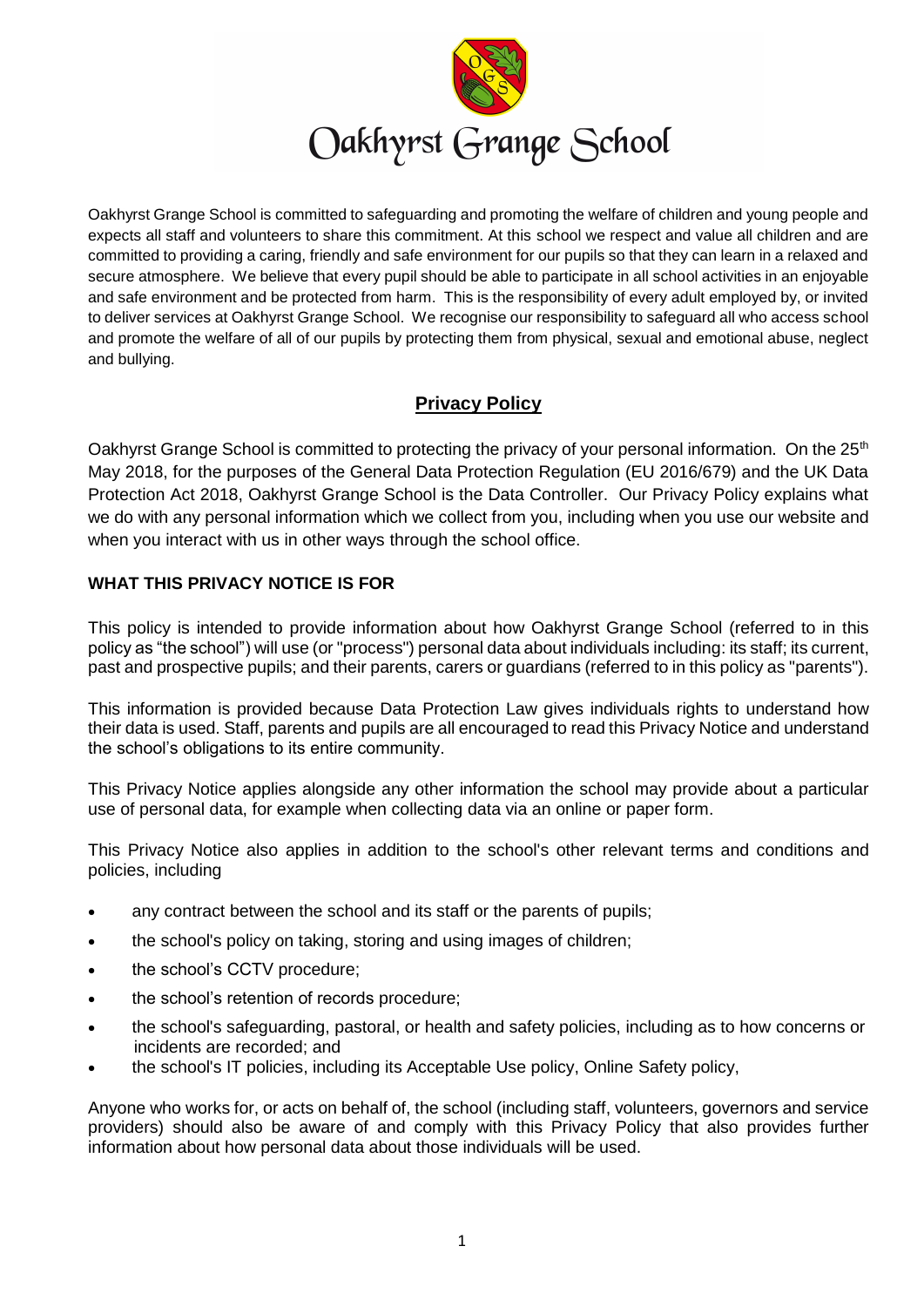# Oakhyrst Grange School

Oakhyrst Grange School is committed to safeguarding and promoting the welfare of children and young people and expects all staff and volunteers to share this commitment. At this school we respect and value all children and are committed to providing a caring, friendly and safe environment for our pupils so that they can learn in a relaxed and secure atmosphere. We believe that every pupil should be able to participate in all school activities in an enjoyable and safe environment and be protected from harm. This is the responsibility of every adult employed by, or invited to deliver services at Oakhyrst Grange School. We recognise our responsibility to safeguard all who access school and promote the welfare of all of our pupils by protecting them from physical, sexual and emotional abuse, neglect and bullying.

## Privacy Policy

Oakhyrst Grange School is committed to protecting the privacy of your personal information. On the 25th May 2018, for the purposes of the General Data Protection Regulation (EU 2016/679) and the UK Data Protection Act 2018, Oakhyrst Grange School is the Data Controller. Our Privacy Policy explains what we do with any personal information which we collect from you, including when you use our website and when you interact with us in other ways through the school office.

### WHAT THIS PRIVACY NOTICE IS FOR

This policy is intended to provide information about how Oakhyrst Grange School (referred to in this policy as "the school") will use (or "process") personal data about individuals including: its staff; its current, past and prospective pupils; and their parents, carers or guardians (referred to in this policy as "parents").

This information is provided because Data Protection Law gives individuals rights to understand how their data is used. Staff, parents and pupils are all encouraged to read this Privacy Notice and understand the school's obligations to its entire community.

This Privacy Notice applies alongside any other information the school may provide about a particular use of personal data, for example when collecting data via an online or paper form.

This Privacy Notice also applies in addition to the school's other relevant terms and conditions and policies, including

- any contract between the school and its staff or the parents of pupils;
- the school's policy on taking, storing and using images of children;
- the school's CCTV procedure;
- the school's retention of records procedure;
- the school's safeguarding, pastoral, or health and safety policies, including as to how concerns or incidents are recorded; and
- the school's IT policies, including its Acceptable Use policy, Online Safety policy,

Anyone who works for, or acts on behalf of, the school (including staff, volunteers, governors and service providers) should also be aware of and comply with this Privacy Policy that also provides further information about how personal data about those individuals will be used.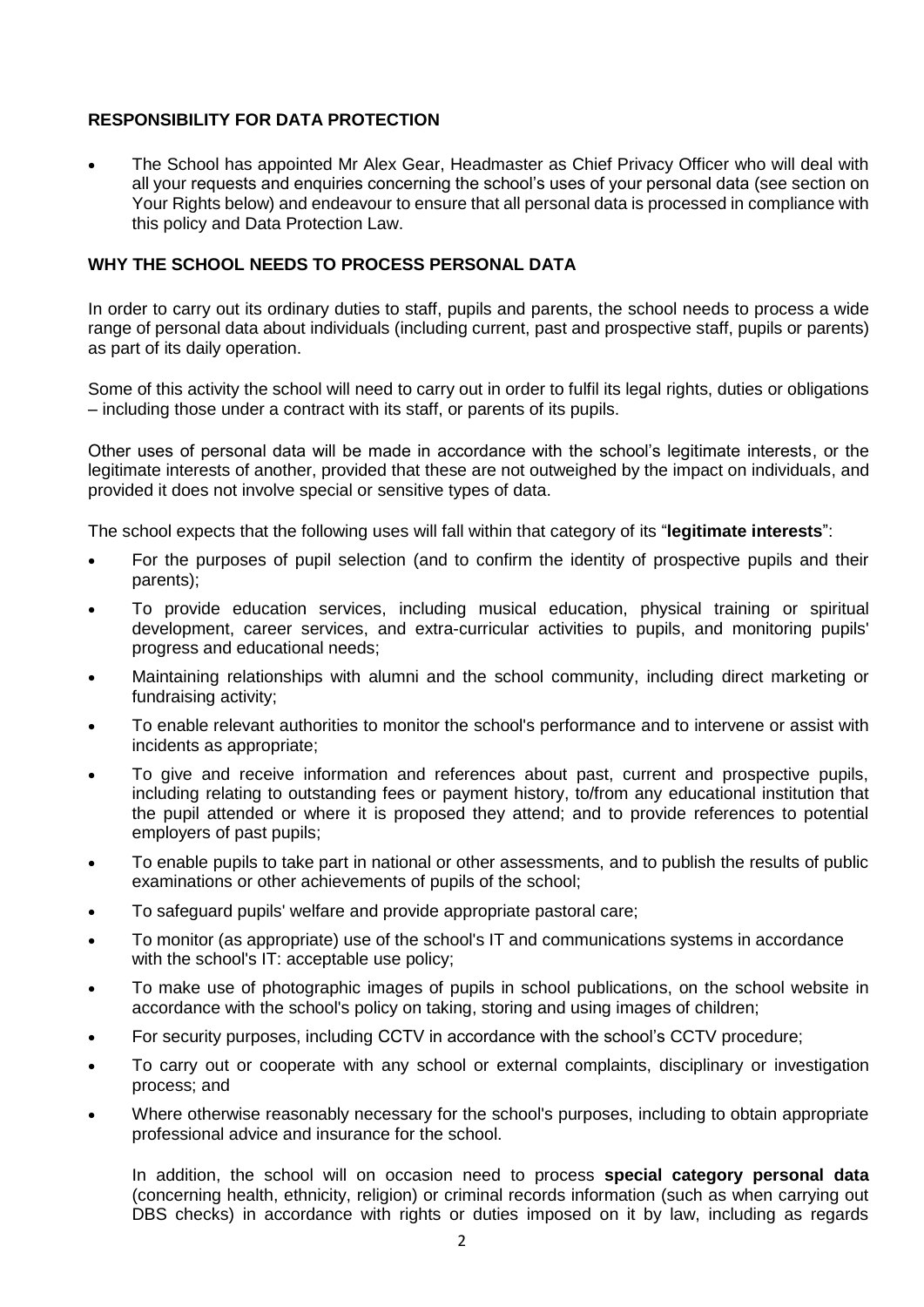## RESPONSIBILITY FOR DATA PROTECTION

- The School has appointed Mr Alex Gear, Headmaster as Chief Privacy Officer who will deal with all your requests and enquiries concerning the school's uses of your personal data (see section on Your Rights below) and endeavour to ensure that all personal data is processed in compliance with this policy and Data Protection Law.

## WHY THE SCHOOL NEEDS TO PROCESS PERSONAL DATA

In order to carry out its ordinary duties to staff, pupils and parents, the school needs to process a wide range of personal data about individuals (including current, past and prospective staff, pupils or parents) as part of its daily operation.

Some of this activity the school will need to carry out in order to fulfil its legal rights, duties or obligations – including those under a contract with its staff, or parents of its pupils.

Other uses of personal data will be made in accordance with the school's legitimate interests, or the legitimate interests of another, provided that these are not outweighed by the impact on individuals, and provided it does not involve special or sensitive types of data.

The school expects that the following uses will fall within that category of its "**legitimate interests**":

- For the purposes of pupil selection (and to confirm the identity of prospective pupils and their parents);
- To provide education services, including musical education, physical training or spiritual development, career services, and extra-curricular activities to pupils, and monitoring pupils' progress and educational needs;
- Maintaining relationships with alumni and the school community, including direct marketing or fundraising activity;
- To enable relevant authorities to monitor the school's performance and to intervene or assist with incidents as appropriate;
- To give and receive information and references about past, current and prospective pupils, including relating to outstanding fees or payment history, to/from any educational institution that the pupil attended or where it is proposed they attend; and to provide references to potential employers of past pupils;
- To enable pupils to take part in national or other assessments, and to publish the results of public examinations or other achievements of pupils of the school;
- To safeguard pupils' welfare and provide appropriate pastoral care;
- To monitor (as appropriate) use of the school's IT and communications systems in accordance with the school's IT: acceptable use policy;
- To make use of photographic images of pupils in school publications, on the school website in accordance with the school's policy on taking, storing and using images of children;
- For security purposes, including CCTV in accordance with the school's CCTV procedure;
- To carry out or cooperate with any school or external complaints, disciplinary or investigation process; and
- Where otherwise reasonably necessary for the school's purposes, including to obtain appropriate professional advice and insurance for the school.

In addition, the school will on occasion need to process **special category personal data** (concerning health, ethnicity, religion) or criminal records information (such as when carrying out DBS checks) in accordance with rights or duties imposed on it by law, including as regards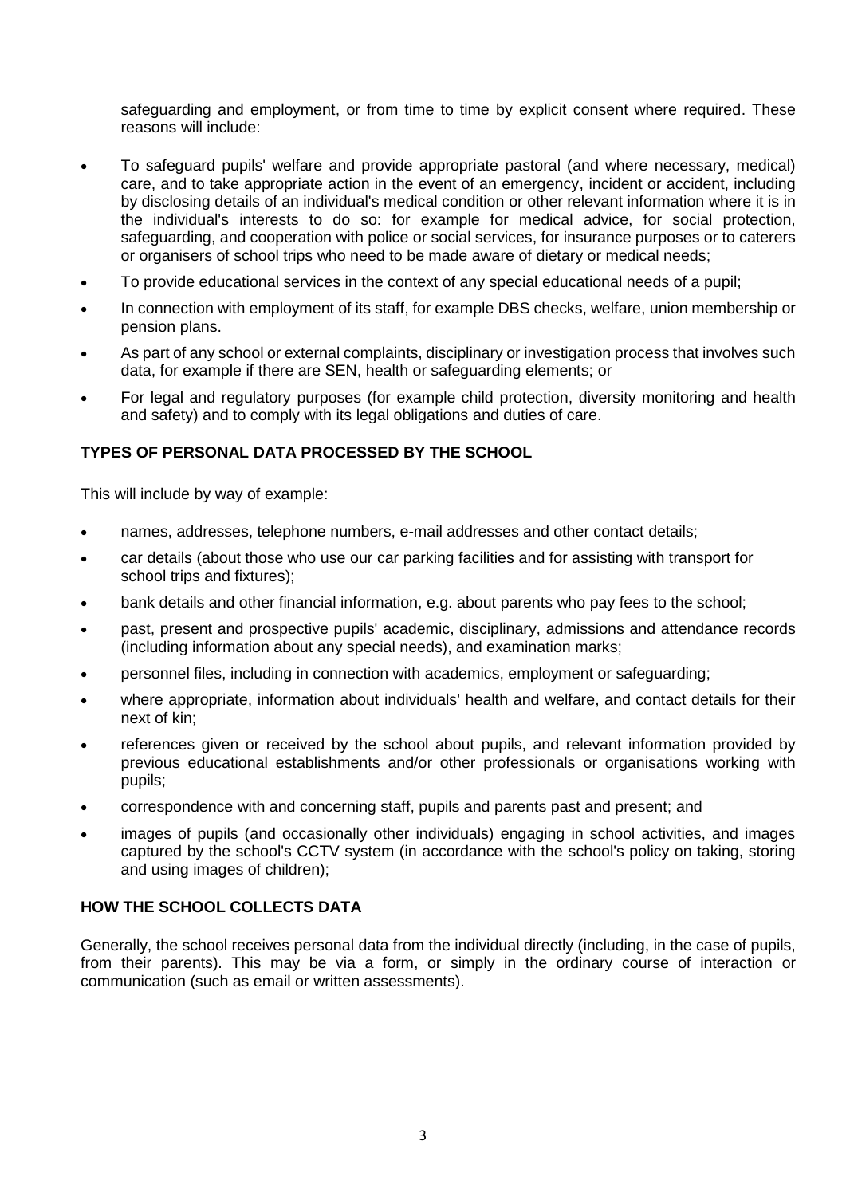safeguarding and employment, or from time to time by explicit consent where required. These reasons will include:

- To safeguard pupils' welfare and provide appropriate pastoral (and where necessary, medical) care, and to take appropriate action in the event of an emergency, incident or accident, including by disclosing details of an individual's medical condition or other relevant information where it is in the individual's interests to do so: for example for medical advice, for social protection, safeguarding, and cooperation with police or social services, for insurance purposes or to caterers or organisers of school trips who need to be made aware of dietary or medical needs;
- To provide educational services in the context of any special educational needs of a pupil;
- In connection with employment of its staff, for example DBS checks, welfare, union membership or pension plans.
- As part of any school or external complaints, disciplinary or investigation process that involves such data, for example if there are SEN, health or safeguarding elements; or
- For legal and regulatory purposes (for example child protection, diversity monitoring and health and safety) and to comply with its legal obligations and duties of care.

**TYPES OF PERSONAL DATA PROCESSED BY THE SCHOOL**

This will include by way of example:

- names, addresses, telephone numbers, e-mail addresses and other contact details;
- car details (about those who use our car parking facilities and for assisting with transport for school trips and fixtures);
- bank details and other financial information, e.g. about parents who pay fees to the school;
- past, present and prospective pupils' academic, disciplinary, admissions and attendance records (including information about any special needs), and examination marks;
- personnel files, including in connection with academics, employment or safeguarding;
- where appropriate, information about individuals' health and welfare, and contact details for their next of kin;
- references given or received by the school about pupils, and relevant information provided by previous educational establishments and/or other professionals or organisations working with pupils;
- correspondence with and concerning staff, pupils and parents past and present; and
- images of pupils (and occasionally other individuals) engaging in school activities, and images captured by the school's CCTV system (in accordance with the school's policy on taking, storing and using images of children);

**HOW THE SCHOOL COLLECTS DATA**

Generally, the school receives personal data from the individual directly (including, in the case of pupils, from their parents). This may be via a form, or simply in the ordinary course of interaction or communication (such as email or written assessments).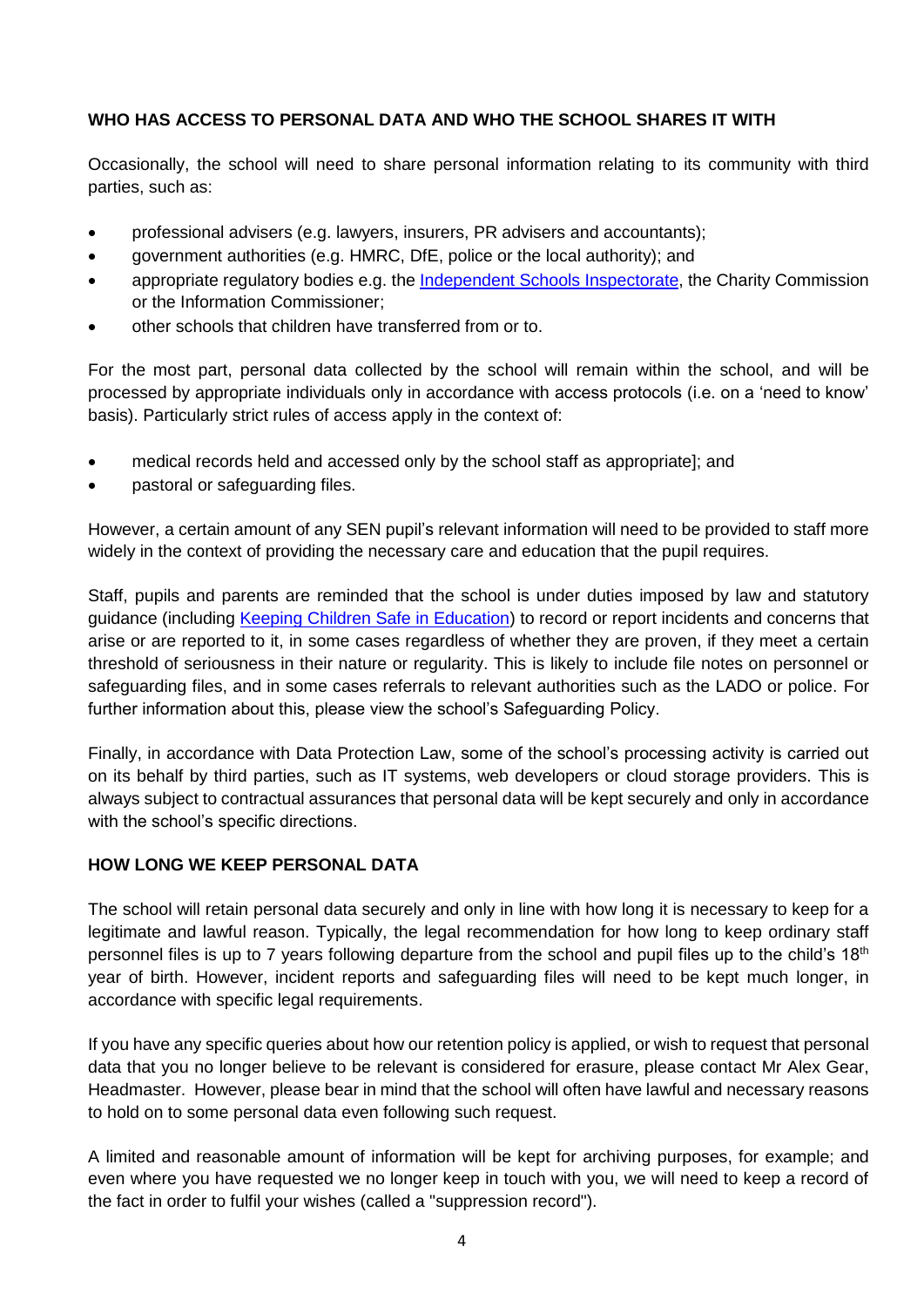**WHO HAS ACCESS TO PERSONAL DATA AND WHO THE SCHOOL SHARES IT WITH**

Occasionally, the school will need to share personal information relating to its community with third parties, such as:

- professional advisers (e.g. lawyers, insurers, PR advisers and accountants);
- government authorities (e.g. HMRC, DfE, police or the local authority); and
- appropriate regulatory bodies e.g. the Independent Schools Inspectorate, the Charity Commission or the Information Commissioner;
- other schools that children have transferred from or to.

For the most part, personal data collected by the school will remain within the school, and will be processed by appropriate individuals only in accordance with access protocols (i.e. on a 'need to know' basis). Particularly strict rules of access apply in the context of:

- medical records held and accessed only by the school staff as appropriate]; and
- pastoral or safeguarding files.

However, a certain amount of any SEN pupil's relevant information will need to be provided to staff more widely in the context of providing the necessary care and education that the pupil requires.

Staff, pupils and parents are reminded that the school is under duties imposed by law and statutory guidance (including Keeping Children Safe in Education) to record or report incidents and concerns that arise or are reported to it, in some cases regardless of whether they are proven, if they meet a certain threshold of seriousness in their nature or regularity. This is likely to include file notes on personnel or safeguarding files, and in some cases referrals to relevant authorities such as the LADO or police. For further information about this, please view the school's Safeguarding Policy.

Finally, in accordance with Data Protection Law, some of the school's processing activity is carried out on its behalf by third parties, such as IT systems, web developers or cloud storage providers. This is always subject to contractual assurances that personal data will be kept securely and only in accordance with the school's specific directions.

**HOW LONG WE KEEP PERSONAL DATA**

The school will retain personal data securely and only in line with how long it is necessary to keep for a legitimate and lawful reason. Typically, the legal recommendation for how long to keep ordinary staff personnel files is up to 7 years following departure from the school and pupil files up to the child's 18th year of birth. However, incident reports and safeguarding files will need to be kept much longer, in accordance with specific legal requirements.

If you have any specific queries about how our retention policy is applied, or wish to request that personal data that you no longer believe to be relevant is considered for erasure, please contact Mr Alex Gear, Headmaster. However, please bear in mind that the school will often have lawful and necessary reasons to hold on to some personal data even following such request.

A limited and reasonable amount of information will be kept for archiving purposes, for example; and even where you have requested we no longer keep in touch with you, we will need to keep a record of the fact in order to fulfil your wishes (called a "suppression record").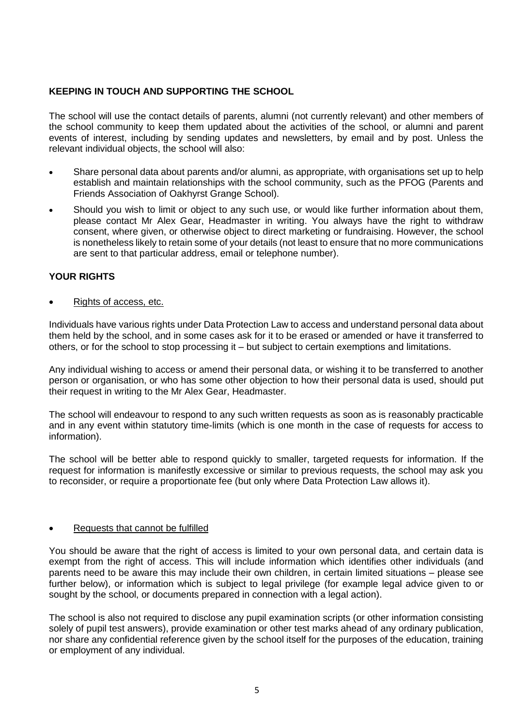**KEEPING IN TOUCH AND SUPPORTING THE SCHOOL**

The school will use the contact details of parents, alumni (not currently relevant) and other members of the school community to keep them updated about the activities of the school, or alumni and parent events of interest, including by sending updates and newsletters, by email and by post. Unless the relevant individual objects, the school will also:

- Share personal data about parents and/or alumni, as appropriate, with organisations set up to help establish and maintain relationships with the school community, such as the PFOG (Parents and Friends Association of Oakhyrst Grange School).
- Should you wish to limit or object to any such use, or would like further information about them, please contact Mr Alex Gear, Headmaster in writing. You always have the right to withdraw consent, where given, or otherwise object to direct marketing or fundraising. However, the school is nonetheless likely to retain some of your details (not least to ensure that no more communications are sent to that particular address, email or telephone number).

**YOUR RIGHTS**

- Rights of access, etc.

Individuals have various rights under Data Protection Law to access and understand personal data about them held by the school, and in some cases ask for it to be erased or amended or have it transferred to others, or for the school to stop processing it – but subject to certain exemptions and limitations.

Any individual wishing to access or amend their personal data, or wishing it to be transferred to another person or organisation, or who has some other objection to how their personal data is used, should put their request in writing to the Mr Alex Gear, Headmaster.

The school will endeavour to respond to any such written requests as soon as is reasonably practicable and in any event within statutory time-limits (which is one month in the case of requests for access to information).

The school will be better able to respond quickly to smaller, targeted requests for information. If the request for information is manifestly excessive or similar to previous requests, the school may ask you to reconsider, or require a proportionate fee (but only where Data Protection Law allows it).

- Requests that cannot be fulfilled

You should be aware that the right of access is limited to your own personal data, and certain data is exempt from the right of access. This will include information which identifies other individuals (and parents need to be aware this may include their own children, in certain limited situations – please see further below), or information which is subject to legal privilege (for example legal advice given to or sought by the school, or documents prepared in connection with a legal action).

The school is also not required to disclose any pupil examination scripts (or other information consisting solely of pupil test answers), provide examination or other test marks ahead of any ordinary publication, nor share any confidential reference given by the school itself for the purposes of the education, training or employment of any individual.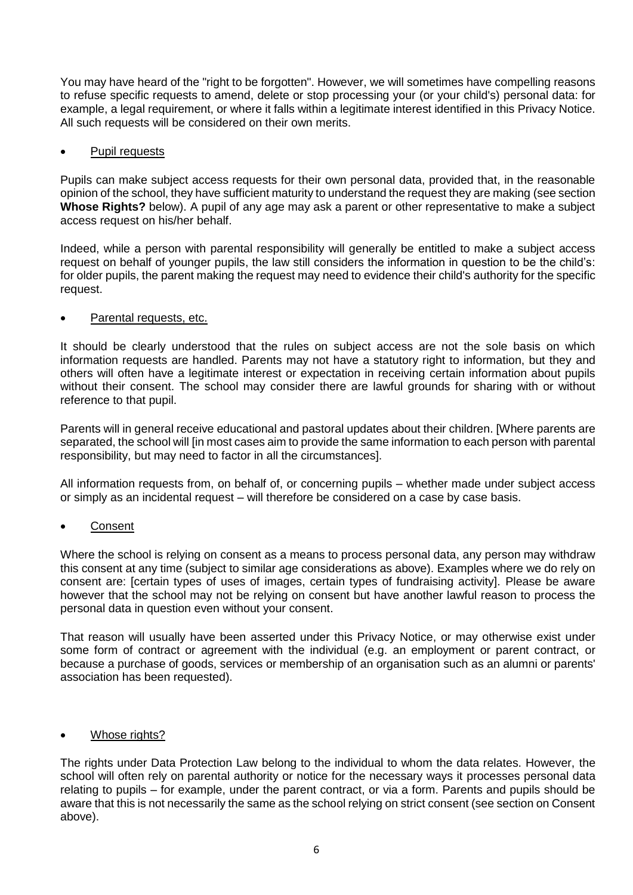You may have heard of the "right to be forgotten". However, we will sometimes have compelling reasons to refuse specific requests to amend, delete or stop processing your (or your child's) personal data: for example, a legal requirement, or where it falls within a legitimate interest identified in this Privacy Notice. All such requests will be considered on their own merits.

- Pupil requests

Pupils can make subject access requests for their own personal data, provided that, in the reasonable opinion of the school, they have sufficient maturity to understand the request they are making (see section **Whose Rights?** below). A pupil of any age may ask a parent or other representative to make a subject access request on his/her behalf.

Indeed, while a person with parental responsibility will generally be entitled to make a subject access request on behalf of younger pupils, the law still considers the information in question to be the child's: for older pupils, the parent making the request may need to evidence their child's authority for the specific request.

- Parental requests, etc.

It should be clearly understood that the rules on subject access are not the sole basis on which information requests are handled. Parents may not have a statutory right to information, but they and others will often have a legitimate interest or expectation in receiving certain information about pupils without their consent. The school may consider there are lawful grounds for sharing with or without reference to that pupil.

Parents will in general receive educational and pastoral updates about their children. [Where parents are separated, the school will [in most cases aim to provide the same information to each person with parental responsibility, but may need to factor in all the circumstances].

All information requests from, on behalf of, or concerning pupils – whether made under subject access or simply as an incidental request – will therefore be considered on a case by case basis.

- Consent

Where the school is relying on consent as a means to process personal data, any person may withdraw this consent at any time (subject to similar age considerations as above). Examples where we do rely on consent are: [certain types of uses of images, certain types of fundraising activity]. Please be aware however that the school may not be relying on consent but have another lawful reason to process the personal data in question even without your consent.

That reason will usually have been asserted under this Privacy Notice, or may otherwise exist under some form of contract or agreement with the individual (e.g. an employment or parent contract, or because a purchase of goods, services or membership of an organisation such as an alumni or parents' association has been requested).

- Whose rights?

The rights under Data Protection Law belong to the individual to whom the data relates. However, the school will often rely on parental authority or notice for the necessary ways it processes personal data relating to pupils – for example, under the parent contract, or via a form. Parents and pupils should be aware that this is not necessarily the same as the school relying on strict consent (see section on Consent above).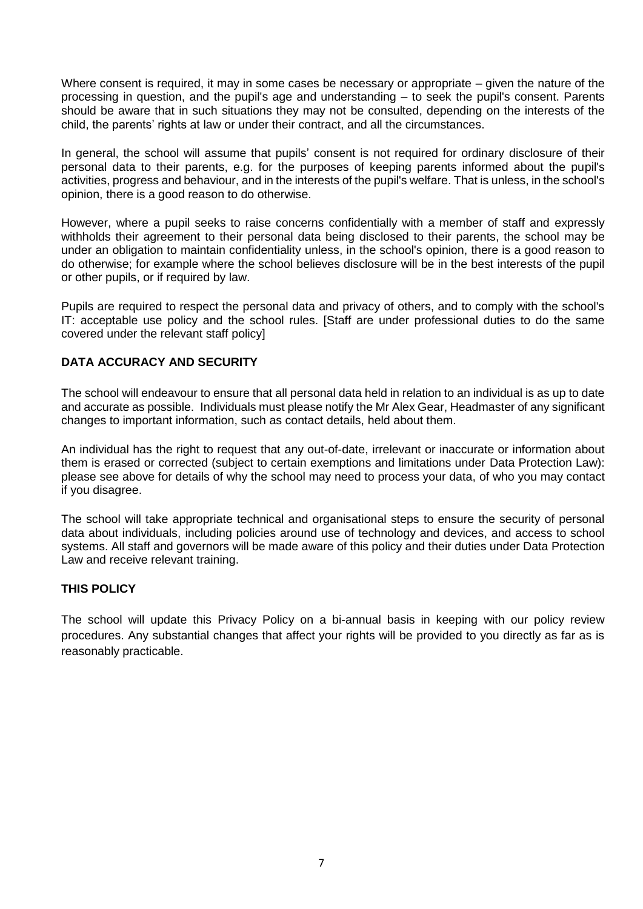Where consent is required, it may in some cases be necessary or appropriate – given the nature of the processing in question, and the pupil's age and understanding – to seek the pupil's consent. Parents should be aware that in such situations they may not be consulted, depending on the interests of the child, the parents' rights at law or under their contract, and all the circumstances.

In general, the school will assume that pupils' consent is not required for ordinary disclosure of their personal data to their parents, e.g. for the purposes of keeping parents informed about the pupil's activities, progress and behaviour, and in the interests of the pupil's welfare. That is unless, in the school's opinion, there is a good reason to do otherwise.

However, where a pupil seeks to raise concerns confidentially with a member of staff and expressly withholds their agreement to their personal data being disclosed to their parents, the school may be under an obligation to maintain confidentiality unless, in the school's opinion, there is a good reason to do otherwise; for example where the school believes disclosure will be in the best interests of the pupil or other pupils, or if required by law.

Pupils are required to respect the personal data and privacy of others, and to comply with the school's IT: acceptable use policy and the school rules. [Staff are under professional duties to do the same covered under the relevant staff policy]

**DATA ACCURACY AND SECURITY**

The school will endeavour to ensure that all personal data held in relation to an individual is as up to date and accurate as possible. Individuals must please notify the Mr Alex Gear, Headmaster of any significant changes to important information, such as contact details, held about them.

An individual has the right to request that any out-of-date, irrelevant or inaccurate or information about them is erased or corrected (subject to certain exemptions and limitations under Data Protection Law): please see above for details of why the school may need to process your data, of who you may contact if you disagree.

The school will take appropriate technical and organisational steps to ensure the security of personal data about individuals, including policies around use of technology and devices, and access to school systems. All staff and governors will be made aware of this policy and their duties under Data Protection Law and receive relevant training.

**THIS POLICY**

The school will update this Privacy Policy on a bi-annual basis in keeping with our policy review procedures. Any substantial changes that affect your rights will be provided to you directly as far as is reasonably practicable.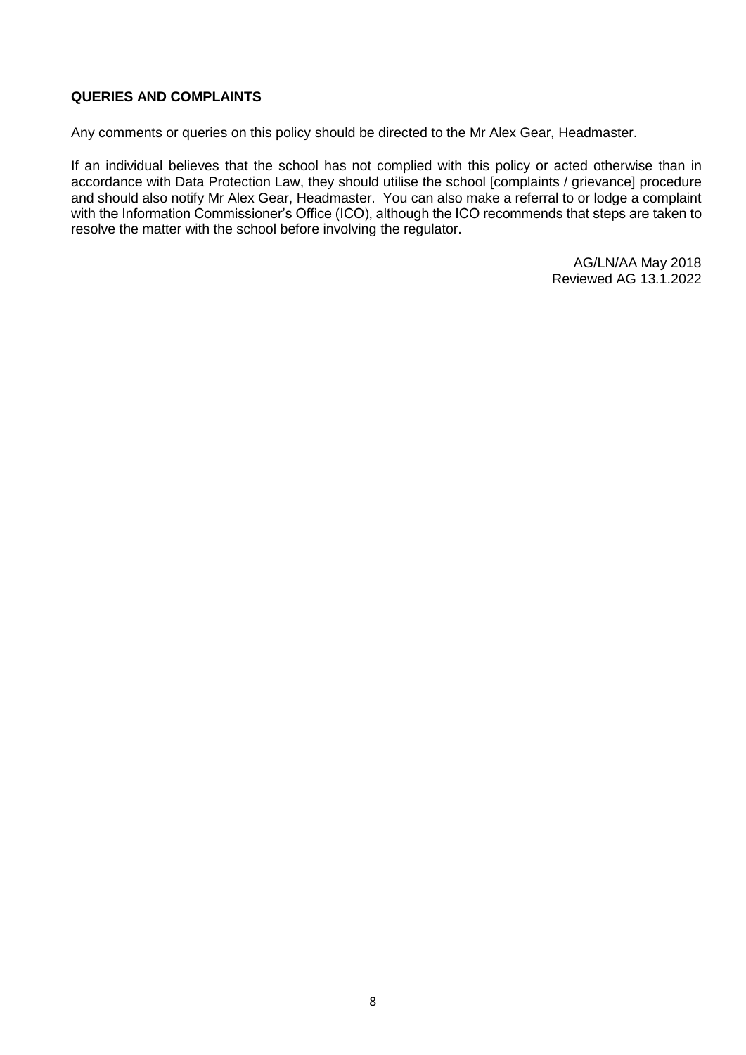**QUERIES AND COMPLAINTS**

Any comments or queries on this policy should be directed to the Mr Alex Gear, Headmaster.

If an individual believes that the school has not complied with this policy or acted otherwise than in accordance with Data Protection Law, they should utilise the school [complaints / grievance] procedure and should also notify Mr Alex Gear, Headmaster. You can also make a referral to or lodge a complaint with the Information Commissioner's Office (ICO), although the ICO recommends that steps are taken to resolve the matter with the school before involving the regulator.

AG/LN/AA May 2018
Reviewed AG 13.1.2022